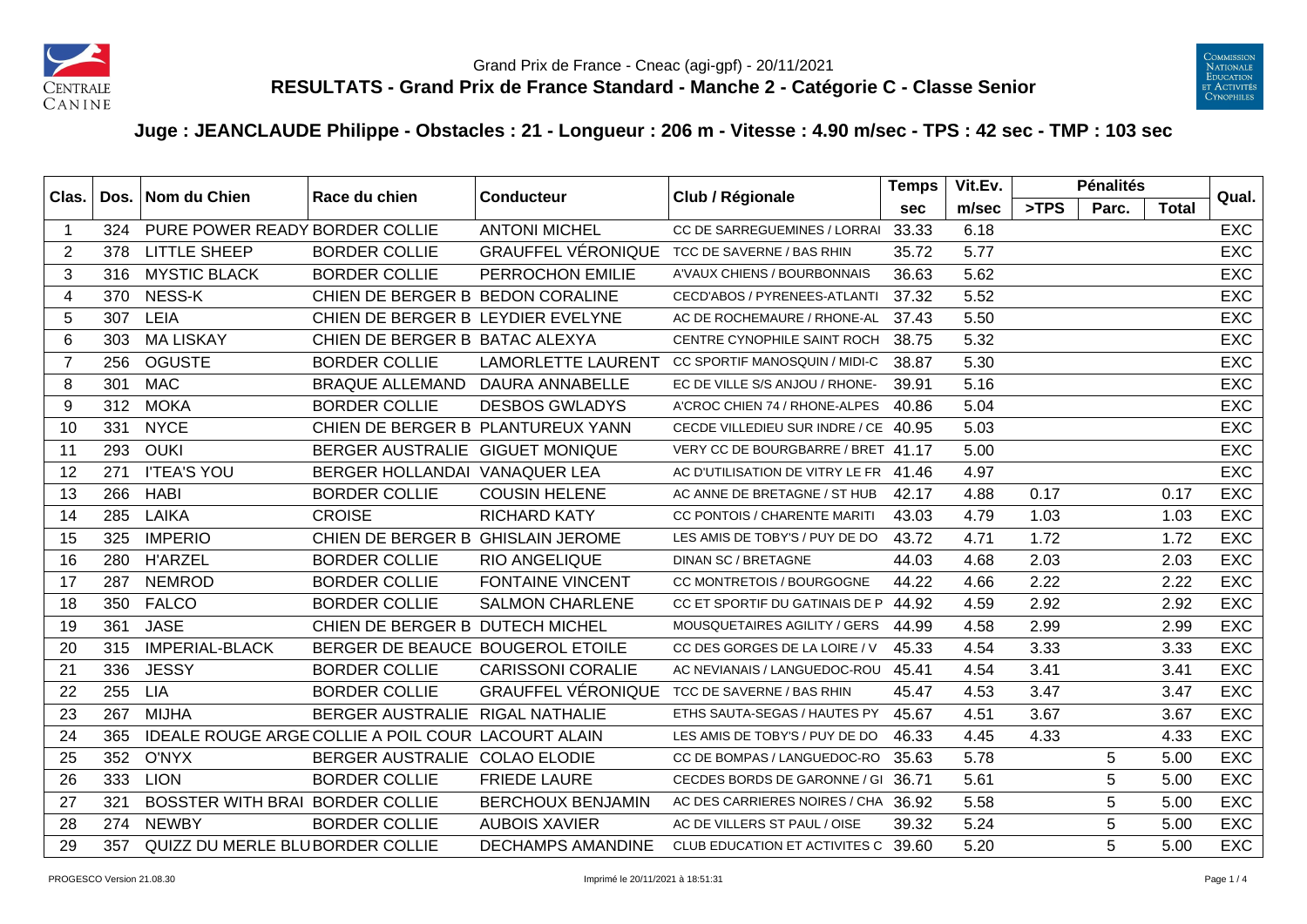Grand Prix de France - Cneac (agi-gpf) - 20/11/2021

# RESULTATS - Grand Prix de France Standard - Manche 2 - Catégorie C - Classe Senior

## Juge : JEANCLAUDE Philippe - Obstacles : 21 - Longueur : 206 m - Vitesse : 4.90 m/sec - TPS : 42 sec - TMP : 103 sec

| Clas. | Dos. | Nom du Chien | Race du chien | Conducteur | Club / Régionale | Temps | Vit.Ev. | Pénalités | | | Qual. |
|---|---|---|---|---|---|---|---|---|---|---|---|
| | | | | | | sec | m/sec | >TPS | Parc. | Total | |
| 1 | 324 | PURE POWER READY | BORDER COLLIE | ANTONI MICHEL | CC DE SARREGUEMINES / LORRAI | 33.33 | 6.18 | | | | EXC |
| 2 | 378 | LITTLE SHEEP | BORDER COLLIE | GRAUFFEL VÉRONIQUE | TCC DE SAVERNE / BAS RHIN | 35.72 | 5.77 | | | | EXC |
| 3 | 316 | MYSTIC BLACK | BORDER COLLIE | PERROCHON EMILIE | A'VAUX CHIENS / BOURBONNAIS | 36.63 | 5.62 | | | | EXC |
| 4 | 370 | NESS-K | CHIEN DE BERGER B | BEDON CORALINE | CECD'ABOS / PYRENEES-ATLANTI | 37.32 | 5.52 | | | | EXC |
| 5 | 307 | LEIA | CHIEN DE BERGER B | LEYDIER EVELYNE | AC DE ROCHEMAURE / RHONE-AL | 37.43 | 5.50 | | | | EXC |
| 6 | 303 | MA LISKAY | CHIEN DE BERGER B | BATAC ALEXYA | CENTRE CYNOPHILE SAINT ROCH | 38.75 | 5.32 | | | | EXC |
| 7 | 256 | OGUSTE | BORDER COLLIE | LAMORLETTE LAURENT | CC SPORTIF MANOSQUIN / MIDI-C | 38.87 | 5.30 | | | | EXC |
| 8 | 301 | MAC | BRAQUE ALLEMAND | DAURA ANNABELLE | EC DE VILLE S/S ANJOU / RHONE- | 39.91 | 5.16 | | | | EXC |
| 9 | 312 | MOKA | BORDER COLLIE | DESBOS GWLADYS | A'CROC CHIEN 74 / RHONE-ALPES | 40.86 | 5.04 | | | | EXC |
| 10 | 331 | NYCE | CHIEN DE BERGER B | PLANTUREUX YANN | CECDE VILLEDIEU SUR INDRE / CE | 40.95 | 5.03 | | | | EXC |
| 11 | 293 | OUKI | BERGER AUSTRALIE | GIGUET MONIQUE | VERY CC DE BOURGBARRE / BRET | 41.17 | 5.00 | | | | EXC |
| 12 | 271 | I'TEA'S YOU | BERGER HOLLANDAI | VANAQUER LEA | AC D'UTILISATION DE VITRY LE FR | 41.46 | 4.97 | | | | EXC |
| 13 | 266 | HABI | BORDER COLLIE | COUSIN HELENE | AC ANNE DE BRETAGNE / ST HUB | 42.17 | 4.88 | 0.17 | | 0.17 | EXC |
| 14 | 285 | LAIKA | CROISE | RICHARD KATY | CC PONTOIS / CHARENTE MARITI | 43.03 | 4.79 | 1.03 | | 1.03 | EXC |
| 15 | 325 | IMPERIO | CHIEN DE BERGER B | GHISLAIN JEROME | LES AMIS DE TOBY'S / PUY DE DO | 43.72 | 4.71 | 1.72 | | 1.72 | EXC |
| 16 | 280 | H'ARZEL | BORDER COLLIE | RIO ANGELIQUE | DINAN SC / BRETAGNE | 44.03 | 4.68 | 2.03 | | 2.03 | EXC |
| 17 | 287 | NEMROD | BORDER COLLIE | FONTAINE VINCENT | CC MONTRETOIS / BOURGOGNE | 44.22 | 4.66 | 2.22 | | 2.22 | EXC |
| 18 | 350 | FALCO | BORDER COLLIE | SALMON CHARLENE | CC ET SPORTIF DU GATINAIS DE P | 44.92 | 4.59 | 2.92 | | 2.92 | EXC |
| 19 | 361 | JASE | CHIEN DE BERGER B | DUTECH MICHEL | MOUSQUETAIRES AGILITY / GERS | 44.99 | 4.58 | 2.99 | | 2.99 | EXC |
| 20 | 315 | IMPERIAL-BLACK | BERGER DE BEAUCE | BOUGEROL ETOILE | CC DES GORGES DE LA LOIRE / V | 45.33 | 4.54 | 3.33 | | 3.33 | EXC |
| 21 | 336 | JESSY | BORDER COLLIE | CARISSONI CORALIE | AC NEVIANAIS / LANGUEDOC-ROU | 45.41 | 4.54 | 3.41 | | 3.41 | EXC |
| 22 | 255 | LIA | BORDER COLLIE | GRAUFFEL VÉRONIQUE | TCC DE SAVERNE / BAS RHIN | 45.47 | 4.53 | 3.47 | | 3.47 | EXC |
| 23 | 267 | MIJHA | BERGER AUSTRALIE | RIGAL NATHALIE | ETHS SAUTA-SEGAS / HAUTES PY | 45.67 | 4.51 | 3.67 | | 3.67 | EXC |
| 24 | 365 | IDEALE ROUGE ARGE | COLLIE A POIL COUR | LACOURT ALAIN | LES AMIS DE TOBY'S / PUY DE DO | 46.33 | 4.45 | 4.33 | | 4.33 | EXC |
| 25 | 352 | O'NYX | BERGER AUSTRALIE | COLAO ELODIE | CC DE BOMPAS / LANGUEDOC-RO | 35.63 | 5.78 | | 5 | 5.00 | EXC |
| 26 | 333 | LION | BORDER COLLIE | FRIEDE LAURE | CECDES BORDS DE GARONNE / GI | 36.71 | 5.61 | | 5 | 5.00 | EXC |
| 27 | 321 | BOSSTER WITH BRAI | BORDER COLLIE | BERCHOUX BENJAMIN | AC DES CARRIERES NOIRES / CHA | 36.92 | 5.58 | | 5 | 5.00 | EXC |
| 28 | 274 | NEWBY | BORDER COLLIE | AUBOIS XAVIER | AC DE VILLERS ST PAUL / OISE | 39.32 | 5.24 | | 5 | 5.00 | EXC |
| 29 | 357 | QUIZZ DU MERLE BLU | BORDER COLLIE | DECHAMPS AMANDINE | CLUB EDUCATION ET ACTIVITES C | 39.60 | 5.20 | | 5 | 5.00 | EXC |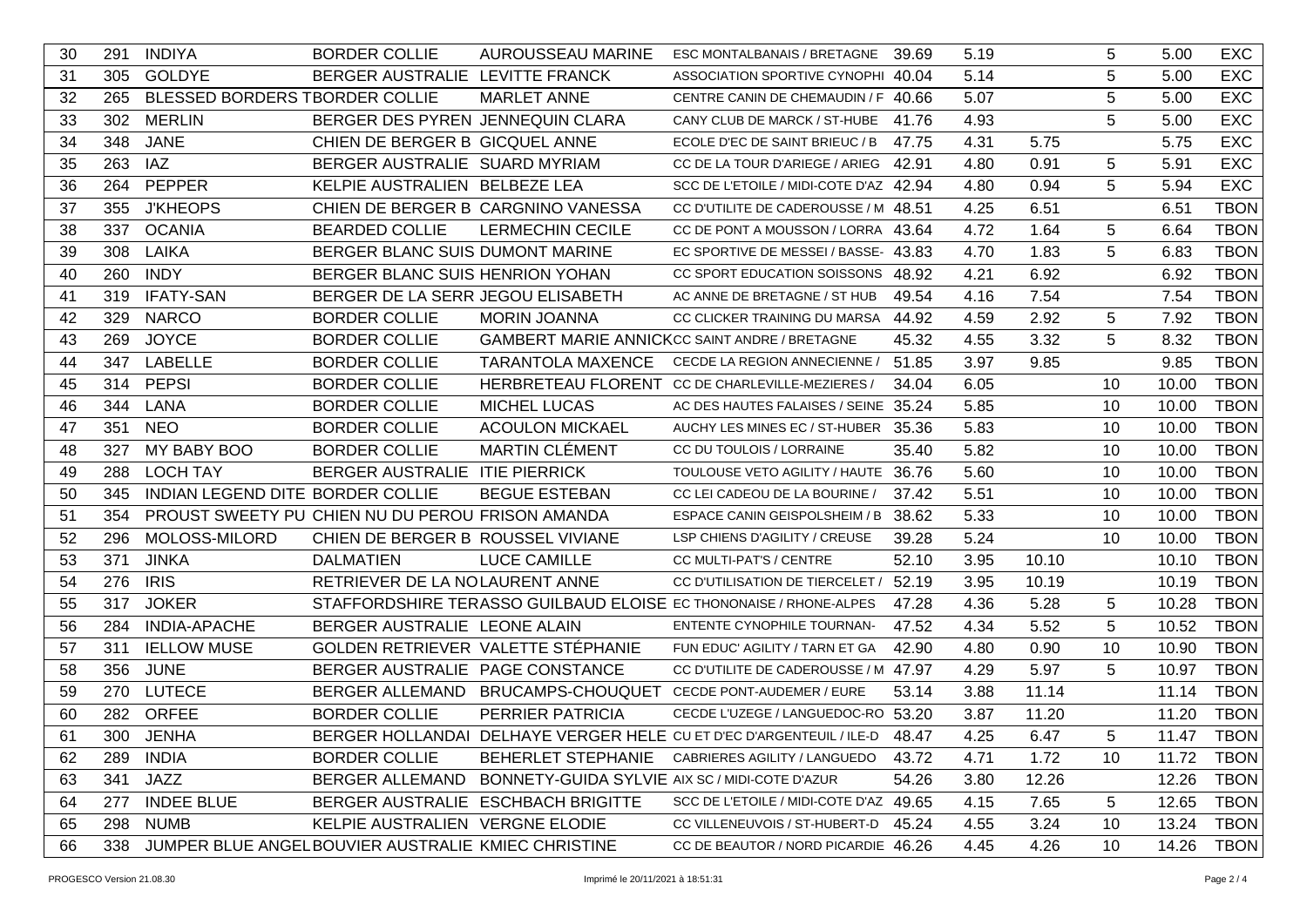| | | | | | | | | | | | |
|---|---|---|---|---|---|---|---|---|---|---|---|
| 30 | 291 | INDIYA | BORDER COLLIE | AUROUSSEAU MARINE | ESC MONTALBANAIS / BRETAGNE | 39.69 | 5.19 | | 5 | 5.00 | EXC |
| 31 | 305 | GOLDYE | BERGER AUSTRALIE | LEVITTE FRANCK | ASSOCIATION SPORTIVE CYNOPHI | 40.04 | 5.14 | | 5 | 5.00 | EXC |
| 32 | 265 | BLESSED BORDERS T | BORDER COLLIE | MARLET ANNE | CENTRE CANIN DE CHEMAUDIN / F | 40.66 | 5.07 | | 5 | 5.00 | EXC |
| 33 | 302 | MERLIN | BERGER DES PYREN | JENNEQUIN CLARA | CANY CLUB DE MARCK / ST-HUBE | 41.76 | 4.93 | | 5 | 5.00 | EXC |
| 34 | 348 | JANE | CHIEN DE BERGER B | GICQUEL ANNE | ECOLE D'EC DE SAINT BRIEUC / B | 47.75 | 4.31 | 5.75 | | 5.75 | EXC |
| 35 | 263 | IAZ | BERGER AUSTRALIE | SUARD MYRIAM | CC DE LA TOUR D'ARIEGE / ARIEG | 42.91 | 4.80 | 0.91 | 5 | 5.91 | EXC |
| 36 | 264 | PEPPER | KELPIE AUSTRALIEN | BELBEZE LEA | SCC DE L'ETOILE / MIDI-COTE D'AZ | 42.94 | 4.80 | 0.94 | 5 | 5.94 | EXC |
| 37 | 355 | J'KHEOPS | CHIEN DE BERGER B | CARGNINO VANESSA | CC D'UTILITE DE CADEROUSSE / M | 48.51 | 4.25 | 6.51 | | 6.51 | TBON |
| 38 | 337 | OCANIA | BEARDED COLLIE | LERMECHIN CECILE | CC DE PONT A MOUSSON / LORRA | 43.64 | 4.72 | 1.64 | 5 | 6.64 | TBON |
| 39 | 308 | LAIKA | BERGER BLANC SUIS | DUMONT MARINE | EC SPORTIVE DE MESSEI / BASSE- | 43.83 | 4.70 | 1.83 | 5 | 6.83 | TBON |
| 40 | 260 | INDY | BERGER BLANC SUIS | HENRION YOHAN | CC SPORT EDUCATION SOISSONS | 48.92 | 4.21 | 6.92 | | 6.92 | TBON |
| 41 | 319 | IFATY-SAN | BERGER DE LA SERR | JEGOU ELISABETH | AC ANNE DE BRETAGNE / ST HUB | 49.54 | 4.16 | 7.54 | | 7.54 | TBON |
| 42 | 329 | NARCO | BORDER COLLIE | MORIN JOANNA | CC CLICKER TRAINING DU MARSA | 44.92 | 4.59 | 2.92 | 5 | 7.92 | TBON |
| 43 | 269 | JOYCE | BORDER COLLIE | GAMBERT MARIE ANNICK | CC SAINT ANDRE / BRETAGNE | 45.32 | 4.55 | 3.32 | 5 | 8.32 | TBON |
| 44 | 347 | LABELLE | BORDER COLLIE | TARANTOLA MAXENCE | CECDE LA REGION ANNECIENNE / | 51.85 | 3.97 | 9.85 | | 9.85 | TBON |
| 45 | 314 | PEPSI | BORDER COLLIE | HERBRETEAU FLORENT | CC DE CHARLEVILLE-MEZIERES / | 34.04 | 6.05 | | 10 | 10.00 | TBON |
| 46 | 344 | LANA | BORDER COLLIE | MICHEL LUCAS | AC DES HAUTES FALAISES / SEINE | 35.24 | 5.85 | | 10 | 10.00 | TBON |
| 47 | 351 | NEO | BORDER COLLIE | ACOULON MICKAEL | AUCHY LES MINES EC / ST-HUBER | 35.36 | 5.83 | | 10 | 10.00 | TBON |
| 48 | 327 | MY BABY BOO | BORDER COLLIE | MARTIN CLÉMENT | CC DU TOULOIS / LORRAINE | 35.40 | 5.82 | | 10 | 10.00 | TBON |
| 49 | 288 | LOCH TAY | BERGER AUSTRALIE | ITIE PIERRICK | TOULOUSE VETO AGILITY / HAUTE | 36.76 | 5.60 | | 10 | 10.00 | TBON |
| 50 | 345 | INDIAN LEGEND DITE | BORDER COLLIE | BEGUE ESTEBAN | CC LEI CADEOU DE LA BOURINE / | 37.42 | 5.51 | | 10 | 10.00 | TBON |
| 51 | 354 | PROUST SWEETY PU | CHIEN NU DU PEROU | FRISON AMANDA | ESPACE CANIN GEISPOLSHEIM / B | 38.62 | 5.33 | | 10 | 10.00 | TBON |
| 52 | 296 | MOLOSS-MILORD | CHIEN DE BERGER B | ROUSSEL VIVIANE | LSP CHIENS D'AGILITY / CREUSE | 39.28 | 5.24 | | 10 | 10.00 | TBON |
| 53 | 371 | JINKA | DALMATIEN | LUCE CAMILLE | CC MULTI-PAT'S / CENTRE | 52.10 | 3.95 | 10.10 | | 10.10 | TBON |
| 54 | 276 | IRIS | RETRIEVER DE LA NO | LAURENT ANNE | CC D'UTILISATION DE TIERCELET / | 52.19 | 3.95 | 10.19 | | 10.19 | TBON |
| 55 | 317 | JOKER | STAFFORDSHIRE TER | ASSO GUILBAUD ELOISE | EC THONONAISE / RHONE-ALPES | 47.28 | 4.36 | 5.28 | 5 | 10.28 | TBON |
| 56 | 284 | INDIA-APACHE | BERGER AUSTRALIE | LEONE ALAIN | ENTENTE CYNOPHILE TOURNAN- | 47.52 | 4.34 | 5.52 | 5 | 10.52 | TBON |
| 57 | 311 | IELLOW MUSE | GOLDEN RETRIEVER | VALETTE STÉPHANIE | FUN EDUC' AGILITY / TARN ET GA | 42.90 | 4.80 | 0.90 | 10 | 10.90 | TBON |
| 58 | 356 | JUNE | BERGER AUSTRALIE | PAGE CONSTANCE | CC D'UTILITE DE CADEROUSSE / M | 47.97 | 4.29 | 5.97 | 5 | 10.97 | TBON |
| 59 | 270 | LUTECE | BERGER ALLEMAND | BRUCAMPS-CHOUQUET | CECDE PONT-AUDEMER / EURE | 53.14 | 3.88 | 11.14 | | 11.14 | TBON |
| 60 | 282 | ORFEE | BORDER COLLIE | PERRIER PATRICIA | CECDE L'UZEGE / LANGUEDOC-RO | 53.20 | 3.87 | 11.20 | | 11.20 | TBON |
| 61 | 300 | JENHA | BERGER HOLLANDAI | DELHAYE VERGER HELE | CU ET D'EC D'ARGENTEUIL / ILE-D | 48.47 | 4.25 | 6.47 | 5 | 11.47 | TBON |
| 62 | 289 | INDIA | BORDER COLLIE | BEHERLET STEPHANIE | CABRIERES AGILITY / LANGUEDO | 43.72 | 4.71 | 1.72 | 10 | 11.72 | TBON |
| 63 | 341 | JAZZ | BERGER ALLEMAND | BONNETY-GUIDA SYLVIE | AIX SC / MIDI-COTE D'AZUR | 54.26 | 3.80 | 12.26 | | 12.26 | TBON |
| 64 | 277 | INDEE BLUE | BERGER AUSTRALIE | ESCHBACH BRIGITTE | SCC DE L'ETOILE / MIDI-COTE D'AZ | 49.65 | 4.15 | 7.65 | 5 | 12.65 | TBON |
| 65 | 298 | NUMB | KELPIE AUSTRALIEN | VERGNE ELODIE | CC VILLENEUVOIS / ST-HUBERT-D | 45.24 | 4.55 | 3.24 | 10 | 13.24 | TBON |
| 66 | 338 | JUMPER BLUE ANGEL | BOUVIER AUSTRALIE | KMIEC CHRISTINE | CC DE BEAUTOR / NORD PICARDIE | 46.26 | 4.45 | 4.26 | 10 | 14.26 | TBON |

PROGESCO Version 21.08.30 — Imprimé le 20/11/2021 à 18:51:31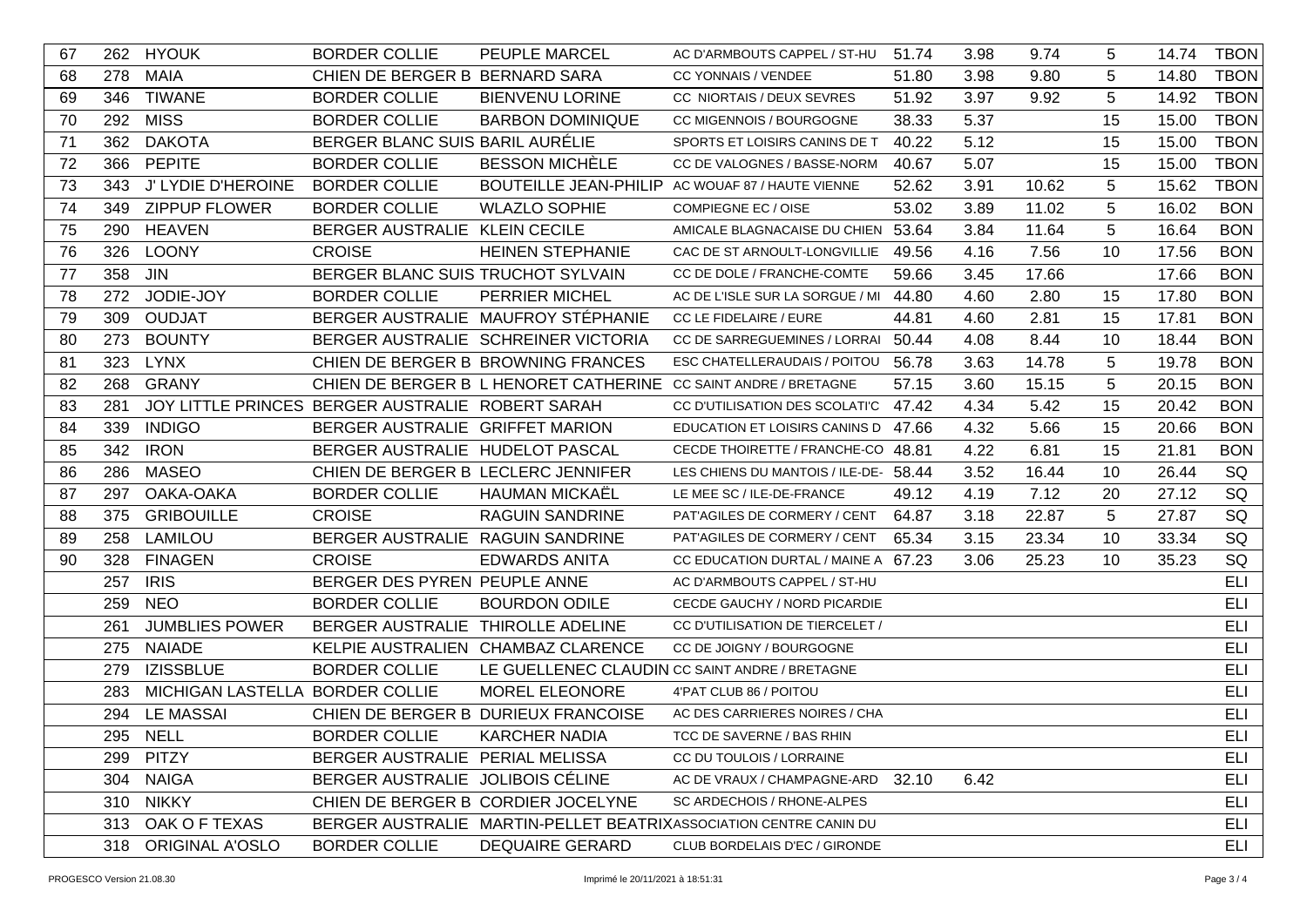| | | | | | | | | | | | |
|---|---|---|---|---|---|---|---|---|---|---|---|
| 67 | 262 | HYOUK | BORDER COLLIE | PEUPLE MARCEL | AC D'ARMBOUTS CAPPEL / ST-HU | 51.74 | 3.98 | 9.74 | 5 | 14.74 | TBON |
| 68 | 278 | MAIA | CHIEN DE BERGER B | BERNARD SARA | CC YONNAIS / VENDEE | 51.80 | 3.98 | 9.80 | 5 | 14.80 | TBON |
| 69 | 346 | TIWANE | BORDER COLLIE | BIENVENU LORINE | CC NIORTAIS / DEUX SEVRES | 51.92 | 3.97 | 9.92 | 5 | 14.92 | TBON |
| 70 | 292 | MISS | BORDER COLLIE | BARBON DOMINIQUE | CC MIGENNOIS / BOURGOGNE | 38.33 | 5.37 | | 15 | 15.00 | TBON |
| 71 | 362 | DAKOTA | BERGER BLANC SUIS | BARIL AURÉLIE | SPORTS ET LOISIRS CANINS DE T | 40.22 | 5.12 | | 15 | 15.00 | TBON |
| 72 | 366 | PEPITE | BORDER COLLIE | BESSON MICHÈLE | CC DE VALOGNES / BASSE-NORM | 40.67 | 5.07 | | 15 | 15.00 | TBON |
| 73 | 343 | J' LYDIE D'HEROINE | BORDER COLLIE | BOUTEILLE JEAN-PHILIP | AC WOUAF 87 / HAUTE VIENNE | 52.62 | 3.91 | 10.62 | 5 | 15.62 | TBON |
| 74 | 349 | ZIPPUP FLOWER | BORDER COLLIE | WLAZLO SOPHIE | COMPIEGNE EC / OISE | 53.02 | 3.89 | 11.02 | 5 | 16.02 | BON |
| 75 | 290 | HEAVEN | BERGER AUSTRALIE | KLEIN CECILE | AMICALE BLAGNACAISE DU CHIEN | 53.64 | 3.84 | 11.64 | 5 | 16.64 | BON |
| 76 | 326 | LOONY | CROISE | HEINEN STEPHANIE | CAC DE ST ARNOULT-LONGVILLIE | 49.56 | 4.16 | 7.56 | 10 | 17.56 | BON |
| 77 | 358 | JIN | BERGER BLANC SUIS | TRUCHOT SYLVAIN | CC DE DOLE / FRANCHE-COMTE | 59.66 | 3.45 | 17.66 | | 17.66 | BON |
| 78 | 272 | JODIE-JOY | BORDER COLLIE | PERRIER MICHEL | AC DE L'ISLE SUR LA SORGUE / MI | 44.80 | 4.60 | 2.80 | 15 | 17.80 | BON |
| 79 | 309 | OUDJAT | BERGER AUSTRALIE | MAUFROY STÉPHANIE | CC LE FIDELAIRE / EURE | 44.81 | 4.60 | 2.81 | 15 | 17.81 | BON |
| 80 | 273 | BOUNTY | BERGER AUSTRALIE | SCHREINER VICTORIA | CC DE SARREGUEMINES / LORRAI | 50.44 | 4.08 | 8.44 | 10 | 18.44 | BON |
| 81 | 323 | LYNX | CHIEN DE BERGER B | BROWNING FRANCES | ESC CHATELLERAUDAIS / POITOU | 56.78 | 3.63 | 14.78 | 5 | 19.78 | BON |
| 82 | 268 | GRANY | CHIEN DE BERGER B | L HENORET CATHERINE | CC SAINT ANDRE / BRETAGNE | 57.15 | 3.60 | 15.15 | 5 | 20.15 | BON |
| 83 | 281 | JOY LITTLE PRINCES | BERGER AUSTRALIE | ROBERT SARAH | CC D'UTILISATION DES SCOLATI'C | 47.42 | 4.34 | 5.42 | 15 | 20.42 | BON |
| 84 | 339 | INDIGO | BERGER AUSTRALIE | GRIFFET MARION | EDUCATION ET LOISIRS CANINS D | 47.66 | 4.32 | 5.66 | 15 | 20.66 | BON |
| 85 | 342 | IRON | BERGER AUSTRALIE | HUDELOT PASCAL | CECDE THOIRETTE / FRANCHE-CO | 48.81 | 4.22 | 6.81 | 15 | 21.81 | BON |
| 86 | 286 | MASEO | CHIEN DE BERGER B | LECLERC JENNIFER | LES CHIENS DU MANTOIS / ILE-DE- | 58.44 | 3.52 | 16.44 | 10 | 26.44 | SQ |
| 87 | 297 | OAKA-OAKA | BORDER COLLIE | HAUMAN MICKAËL | LE MEE SC / ILE-DE-FRANCE | 49.12 | 4.19 | 7.12 | 20 | 27.12 | SQ |
| 88 | 375 | GRIBOUILLE | CROISE | RAGUIN SANDRINE | PAT'AGILES DE CORMERY / CENT | 64.87 | 3.18 | 22.87 | 5 | 27.87 | SQ |
| 89 | 258 | LAMILOU | BERGER AUSTRALIE | RAGUIN SANDRINE | PAT'AGILES DE CORMERY / CENT | 65.34 | 3.15 | 23.34 | 10 | 33.34 | SQ |
| 90 | 328 | FINAGEN | CROISE | EDWARDS ANITA | CC EDUCATION DURTAL / MAINE A | 67.23 | 3.06 | 25.23 | 10 | 35.23 | SQ |
| | 257 | IRIS | BERGER DES PYREN | PEUPLE ANNE | AC D'ARMBOUTS CAPPEL / ST-HU | | | | | | ELI |
| | 259 | NEO | BORDER COLLIE | BOURDON ODILE | CECDE GAUCHY / NORD PICARDIE | | | | | | ELI |
| | 261 | JUMBLIES POWER | BERGER AUSTRALIE | THIROLLE ADELINE | CC D'UTILISATION DE TIERCELET / | | | | | | ELI |
| | 275 | NAIADE | KELPIE AUSTRALIEN | CHAMBAZ CLARENCE | CC DE JOIGNY / BOURGOGNE | | | | | | ELI |
| | 279 | IZISSBLUE | BORDER COLLIE | LE GUELLENEC CLAUDIN | CC SAINT ANDRE / BRETAGNE | | | | | | ELI |
| | 283 | MICHIGAN LASTELLA | BORDER COLLIE | MOREL ELEONORE | 4'PAT CLUB 86 / POITOU | | | | | | ELI |
| | 294 | LE MASSAI | CHIEN DE BERGER B | DURIEUX FRANCOISE | AC DES CARRIERES NOIRES / CHA | | | | | | ELI |
| | 295 | NELL | BORDER COLLIE | KARCHER NADIA | TCC DE SAVERNE / BAS RHIN | | | | | | ELI |
| | 299 | PITZY | BERGER AUSTRALIE | PERIAL MELISSA | CC DU TOULOIS / LORRAINE | | | | | | ELI |
| | 304 | NAIGA | BERGER AUSTRALIE | JOLIBOIS CÉLINE | AC DE VRAUX / CHAMPAGNE-ARD | 32.10 | 6.42 | | | | ELI |
| | 310 | NIKKY | CHIEN DE BERGER B | CORDIER JOCELYNE | SC ARDECHOIS / RHONE-ALPES | | | | | | ELI |
| | 313 | OAK O F TEXAS | BERGER AUSTRALIE | MARTIN-PELLET BEATRIX | ASSOCIATION CENTRE CANIN DU | | | | | | ELI |
| | 318 | ORIGINAL A'OSLO | BORDER COLLIE | DEQUAIRE GERARD | CLUB BORDELAIS D'EC / GIRONDE | | | | | | ELI |

PROGESCO Version 21.08.30 — Imprimé le 20/11/2021 à 18:51:31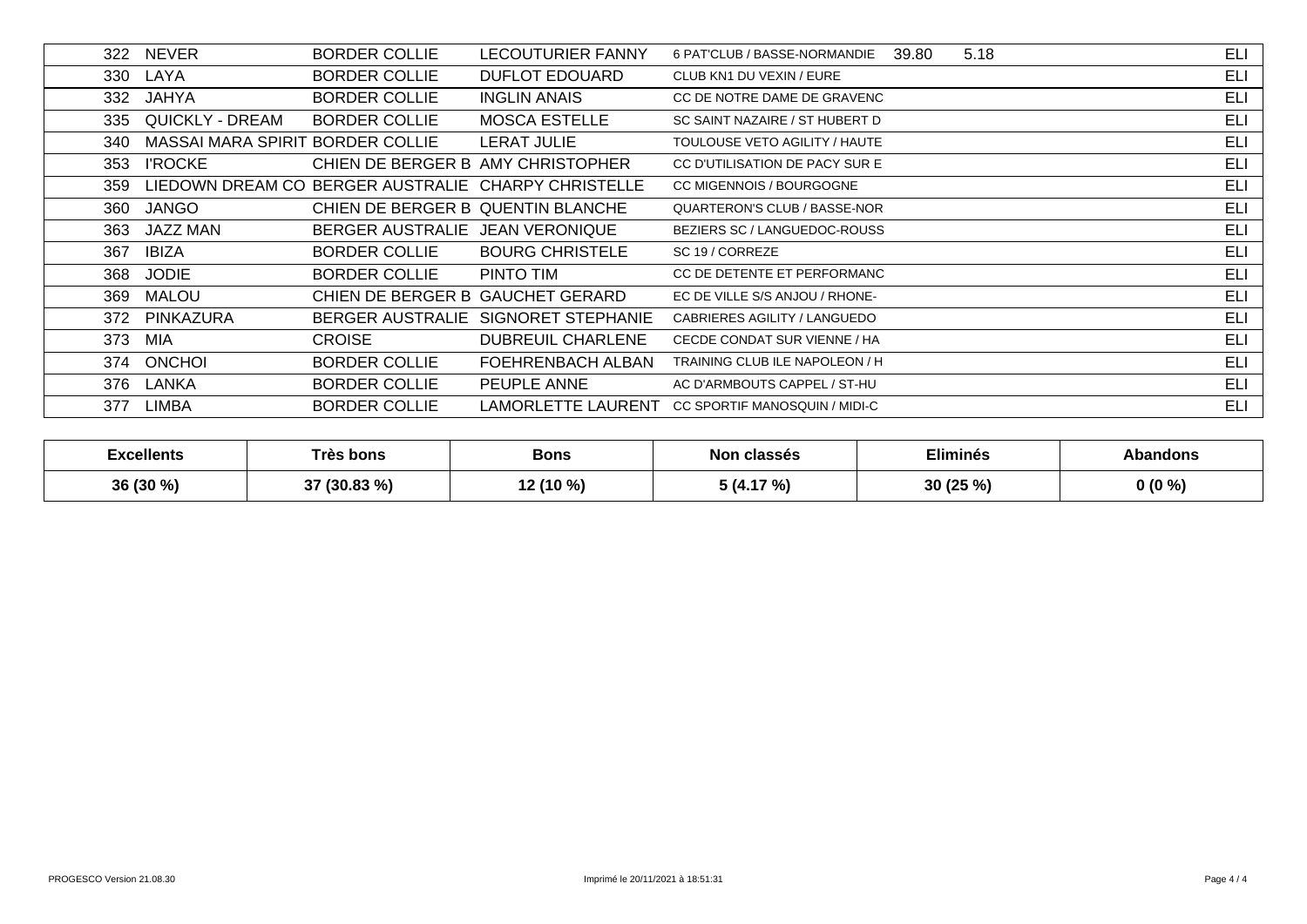| | | | | | | | | |
|---|---|---|---|---|---|---|---|---|
| 322 | NEVER | BORDER COLLIE | LECOUTURIER FANNY | 6 PAT'CLUB / BASSE-NORMANDIE | 39.80 | 5.18 | | ELI |
| 330 | LAYA | BORDER COLLIE | DUFLOT EDOUARD | CLUB KN1 DU VEXIN / EURE | | | | ELI |
| 332 | JAHYA | BORDER COLLIE | INGLIN ANAIS | CC DE NOTRE DAME DE GRAVENC | | | | ELI |
| 335 | QUICKLY - DREAM | BORDER COLLIE | MOSCA ESTELLE | SC SAINT NAZAIRE / ST HUBERT D | | | | ELI |
| 340 | MASSAI MARA SPIRIT | BORDER COLLIE | LERAT JULIE | TOULOUSE VETO AGILITY / HAUTE | | | | ELI |
| 353 | I'ROCKE | CHIEN DE BERGER B | AMY CHRISTOPHER | CC D'UTILISATION DE PACY SUR E | | | | ELI |
| 359 | LIEDOWN DREAM CO | BERGER AUSTRALIE | CHARPY CHRISTELLE | CC MIGENNOIS / BOURGOGNE | | | | ELI |
| 360 | JANGO | CHIEN DE BERGER B | QUENTIN BLANCHE | QUARTERON'S CLUB / BASSE-NOR | | | | ELI |
| 363 | JAZZ MAN | BERGER AUSTRALIE | JEAN VERONIQUE | BEZIERS SC / LANGUEDOC-ROUSS | | | | ELI |
| 367 | IBIZA | BORDER COLLIE | BOURG CHRISTELE | SC 19 / CORREZE | | | | ELI |
| 368 | JODIE | BORDER COLLIE | PINTO TIM | CC DE DETENTE ET PERFORMANC | | | | ELI |
| 369 | MALOU | CHIEN DE BERGER B | GAUCHET GERARD | EC DE VILLE S/S ANJOU / RHONE- | | | | ELI |
| 372 | PINKAZURA | BERGER AUSTRALIE | SIGNORET STEPHANIE | CABRIERES AGILITY / LANGUEDO | | | | ELI |
| 373 | MIA | CROISE | DUBREUIL CHARLENE | CECDE CONDAT SUR VIENNE / HA | | | | ELI |
| 374 | ONCHOI | BORDER COLLIE | FOEHRENBACH ALBAN | TRAINING CLUB ILE NAPOLEON / H | | | | ELI |
| 376 | LANKA | BORDER COLLIE | PEUPLE ANNE | AC D'ARMBOUTS CAPPEL / ST-HU | | | | ELI |
| 377 | LIMBA | BORDER COLLIE | LAMORLETTE LAURENT | CC SPORTIF MANOSQUIN / MIDI-C | | | | ELI |

| Excellents | Très bons | Bons | Non classés | Eliminés | Abandons |
|---|---|---|---|---|---|
| 36 (30 %) | 37 (30.83 %) | 12 (10 %) | 5 (4.17 %) | 30 (25 %) | 0 (0 %) |

PROGESCO Version 21.08.30 — Imprimé le 20/11/2021 à 18:51:31